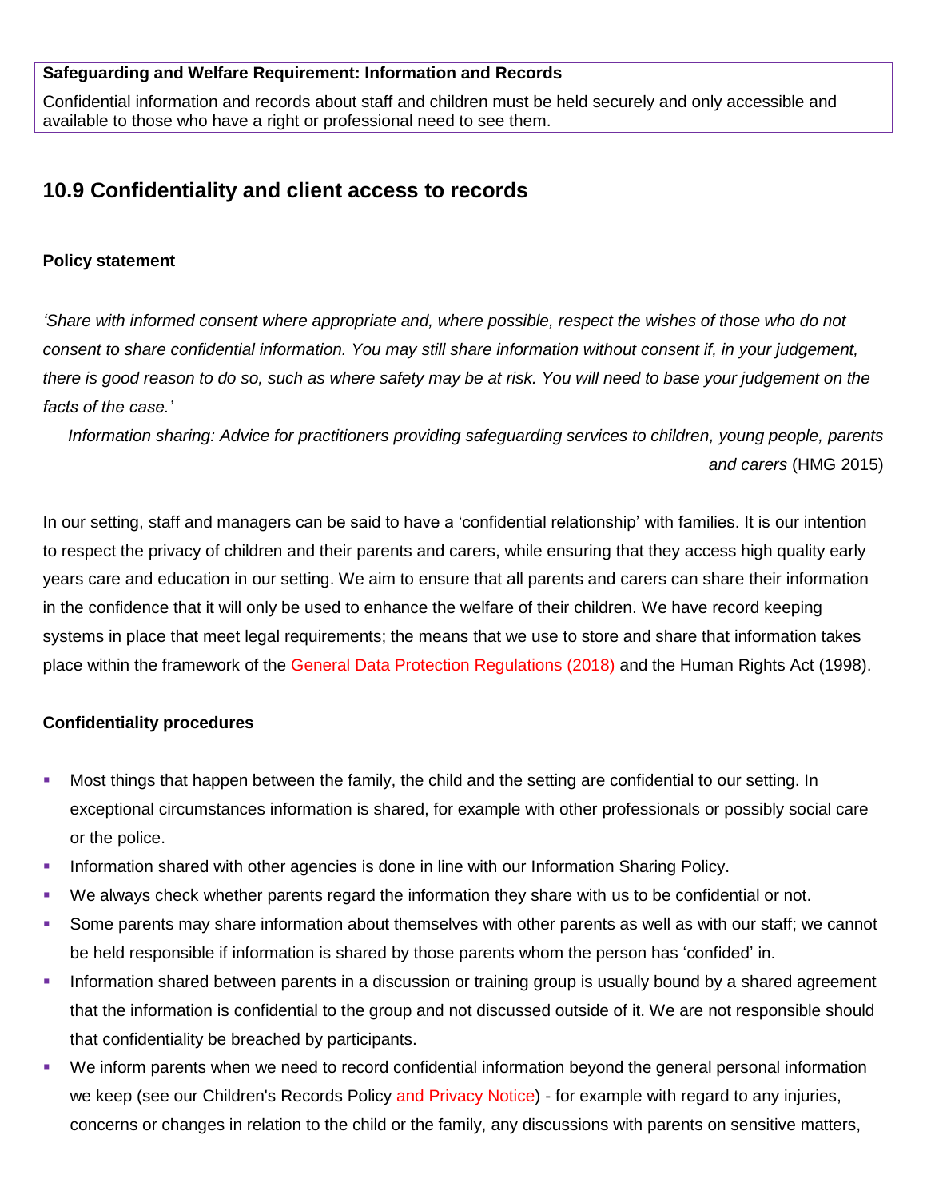**Safeguarding and Welfare Requirement: Information and Records**

Confidential information and records about staff and children must be held securely and only accessible and available to those who have a right or professional need to see them.

## 10.9 Confidentiality and client access to records

### Policy statement

*'Share with informed consent where appropriate and, where possible, respect the wishes of those who do not consent to share confidential information. You may still share information without consent if, in your judgement, there is good reason to do so, such as where safety may be at risk. You will need to base your judgement on the facts of the case.'*

*Information sharing: Advice for practitioners providing safeguarding services to children, young people, parents and carers* (HMG 2015)

In our setting, staff and managers can be said to have a 'confidential relationship' with families. It is our intention to respect the privacy of children and their parents and carers, while ensuring that they access high quality early years care and education in our setting. We aim to ensure that all parents and carers can share their information in the confidence that it will only be used to enhance the welfare of their children. We have record keeping systems in place that meet legal requirements; the means that we use to store and share that information takes place within the framework of the General Data Protection Regulations (2018) and the Human Rights Act (1998).

### Confidentiality procedures

- Most things that happen between the family, the child and the setting are confidential to our setting. In exceptional circumstances information is shared, for example with other professionals or possibly social care or the police.
- Information shared with other agencies is done in line with our Information Sharing Policy.
- We always check whether parents regard the information they share with us to be confidential or not.
- Some parents may share information about themselves with other parents as well as with our staff; we cannot be held responsible if information is shared by those parents whom the person has 'confided' in.
- Information shared between parents in a discussion or training group is usually bound by a shared agreement that the information is confidential to the group and not discussed outside of it. We are not responsible should that confidentiality be breached by participants.
- We inform parents when we need to record confidential information beyond the general personal information we keep (see our Children's Records Policy and Privacy Notice) - for example with regard to any injuries, concerns or changes in relation to the child or the family, any discussions with parents on sensitive matters,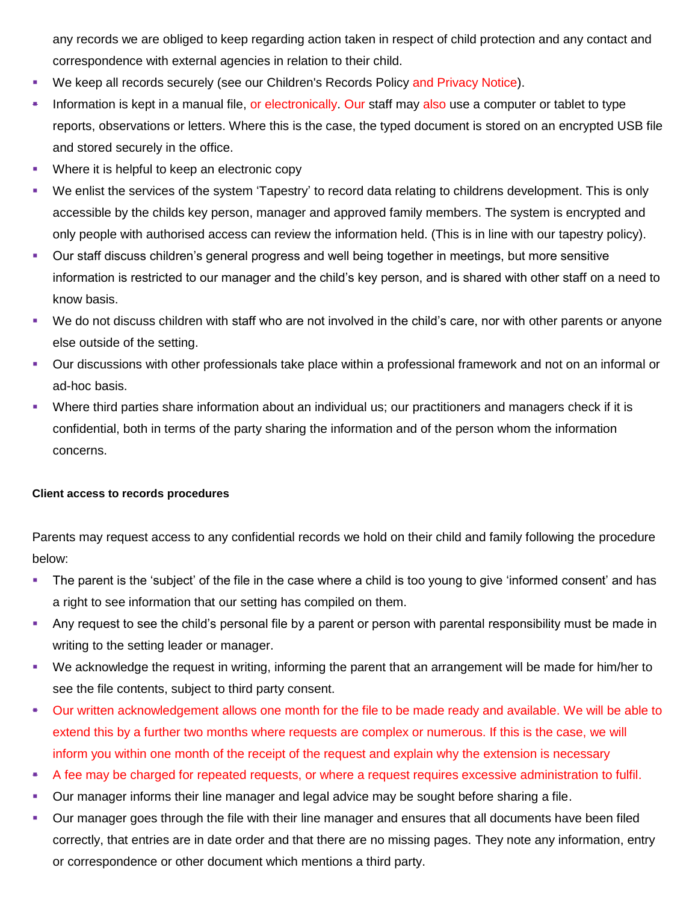any records we are obliged to keep regarding action taken in respect of child protection and any contact and correspondence with external agencies in relation to their child.

- We keep all records securely (see our Children's Records Policy and Privacy Notice).
- Information is kept in a manual file, or electronically. Our staff may also use a computer or tablet to type reports, observations or letters. Where this is the case, the typed document is stored on an encrypted USB file and stored securely in the office.
- Where it is helpful to keep an electronic copy
- We enlist the services of the system 'Tapestry' to record data relating to childrens development. This is only accessible by the childs key person, manager and approved family members. The system is encrypted and only people with authorised access can review the information held. (This is in line with our tapestry policy).
- Our staff discuss children's general progress and well being together in meetings, but more sensitive information is restricted to our manager and the child's key person, and is shared with other staff on a need to know basis.
- We do not discuss children with staff who are not involved in the child's care, nor with other parents or anyone else outside of the setting.
- Our discussions with other professionals take place within a professional framework and not on an informal or ad-hoc basis.
- Where third parties share information about an individual us; our practitioners and managers check if it is confidential, both in terms of the party sharing the information and of the person whom the information concerns.

**Client access to records procedures**

Parents may request access to any confidential records we hold on their child and family following the procedure below:

- The parent is the 'subject' of the file in the case where a child is too young to give 'informed consent' and has a right to see information that our setting has compiled on them.
- Any request to see the child's personal file by a parent or person with parental responsibility must be made in writing to the setting leader or manager.
- We acknowledge the request in writing, informing the parent that an arrangement will be made for him/her to see the file contents, subject to third party consent.
- Our written acknowledgement allows one month for the file to be made ready and available. We will be able to extend this by a further two months where requests are complex or numerous. If this is the case, we will inform you within one month of the receipt of the request and explain why the extension is necessary
- A fee may be charged for repeated requests, or where a request requires excessive administration to fulfil.
- Our manager informs their line manager and legal advice may be sought before sharing a file.
- Our manager goes through the file with their line manager and ensures that all documents have been filed correctly, that entries are in date order and that there are no missing pages. They note any information, entry or correspondence or other document which mentions a third party.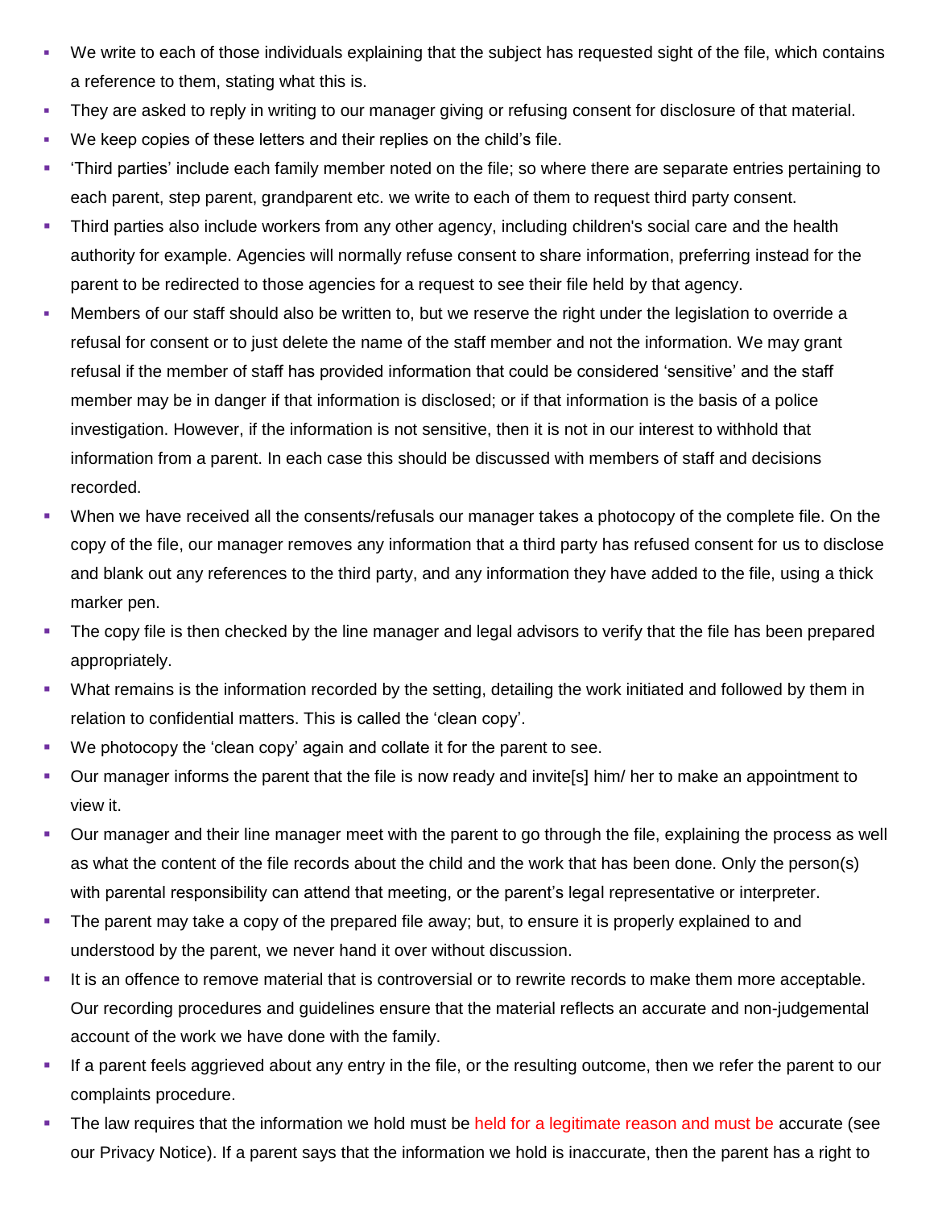- We write to each of those individuals explaining that the subject has requested sight of the file, which contains a reference to them, stating what this is.
- They are asked to reply in writing to our manager giving or refusing consent for disclosure of that material.
- We keep copies of these letters and their replies on the child's file.
- 'Third parties' include each family member noted on the file; so where there are separate entries pertaining to each parent, step parent, grandparent etc. we write to each of them to request third party consent.
- Third parties also include workers from any other agency, including children's social care and the health authority for example. Agencies will normally refuse consent to share information, preferring instead for the parent to be redirected to those agencies for a request to see their file held by that agency.
- Members of our staff should also be written to, but we reserve the right under the legislation to override a refusal for consent or to just delete the name of the staff member and not the information. We may grant refusal if the member of staff has provided information that could be considered 'sensitive' and the staff member may be in danger if that information is disclosed; or if that information is the basis of a police investigation. However, if the information is not sensitive, then it is not in our interest to withhold that information from a parent. In each case this should be discussed with members of staff and decisions recorded.
- When we have received all the consents/refusals our manager takes a photocopy of the complete file. On the copy of the file, our manager removes any information that a third party has refused consent for us to disclose and blank out any references to the third party, and any information they have added to the file, using a thick marker pen.
- The copy file is then checked by the line manager and legal advisors to verify that the file has been prepared appropriately.
- What remains is the information recorded by the setting, detailing the work initiated and followed by them in relation to confidential matters. This is called the 'clean copy'.
- We photocopy the 'clean copy' again and collate it for the parent to see.
- Our manager informs the parent that the file is now ready and invite[s] him/ her to make an appointment to view it.
- Our manager and their line manager meet with the parent to go through the file, explaining the process as well as what the content of the file records about the child and the work that has been done. Only the person(s) with parental responsibility can attend that meeting, or the parent's legal representative or interpreter.
- The parent may take a copy of the prepared file away; but, to ensure it is properly explained to and understood by the parent, we never hand it over without discussion.
- It is an offence to remove material that is controversial or to rewrite records to make them more acceptable. Our recording procedures and guidelines ensure that the material reflects an accurate and non-judgemental account of the work we have done with the family.
- If a parent feels aggrieved about any entry in the file, or the resulting outcome, then we refer the parent to our complaints procedure.
- The law requires that the information we hold must be held for a legitimate reason and must be accurate (see our Privacy Notice). If a parent says that the information we hold is inaccurate, then the parent has a right to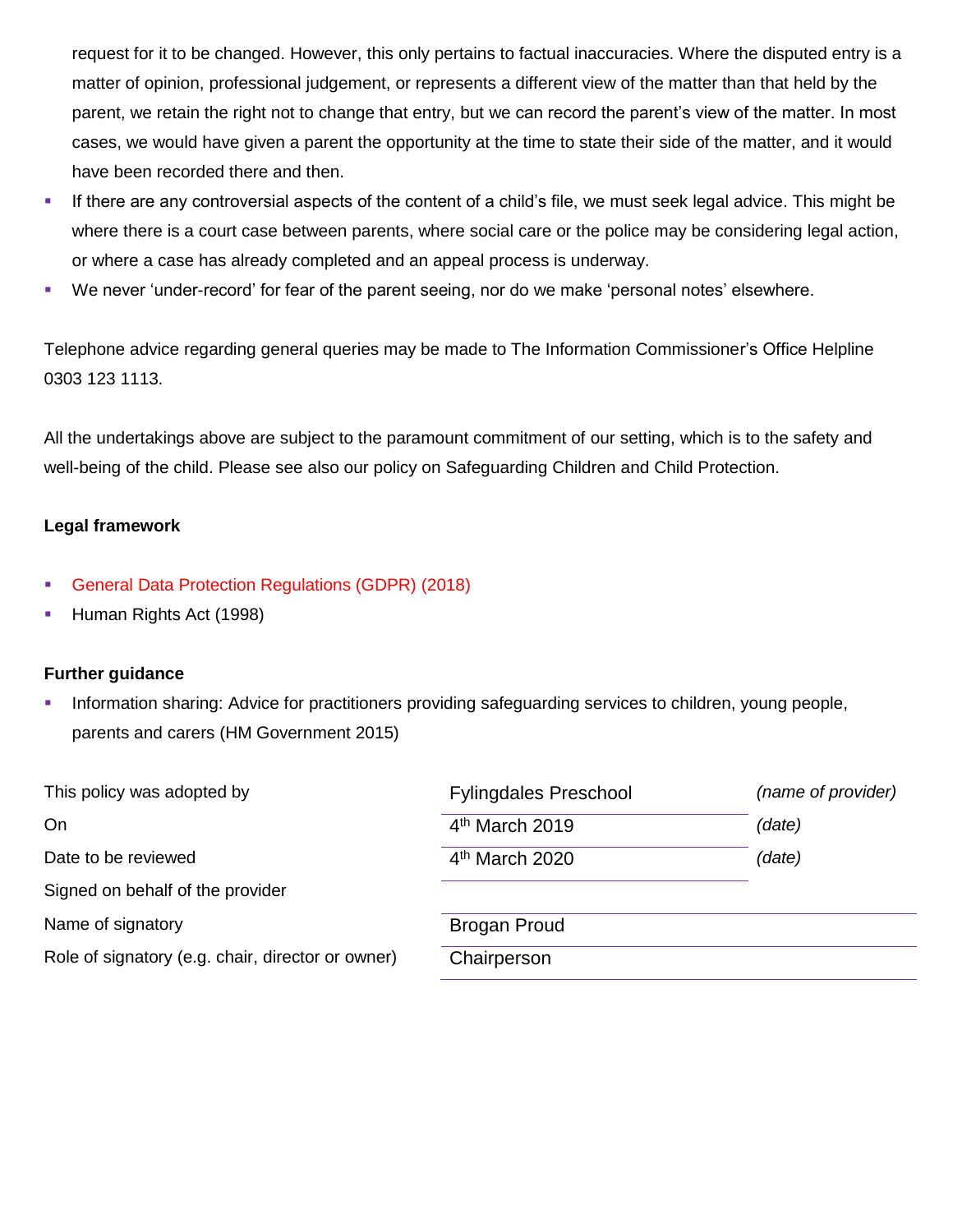request for it to be changed. However, this only pertains to factual inaccuracies. Where the disputed entry is a matter of opinion, professional judgement, or represents a different view of the matter than that held by the parent, we retain the right not to change that entry, but we can record the parent's view of the matter. In most cases, we would have given a parent the opportunity at the time to state their side of the matter, and it would have been recorded there and then.

- If there are any controversial aspects of the content of a child's file, we must seek legal advice. This might be where there is a court case between parents, where social care or the police may be considering legal action, or where a case has already completed and an appeal process is underway.
- We never 'under-record' for fear of the parent seeing, nor do we make 'personal notes' elsewhere.

Telephone advice regarding general queries may be made to The Information Commissioner's Office Helpline 0303 123 1113.

All the undertakings above are subject to the paramount commitment of our setting, which is to the safety and well-being of the child. Please see also our policy on Safeguarding Children and Child Protection.

**Legal framework**

- General Data Protection Regulations (GDPR) (2018)
- Human Rights Act (1998)

**Further guidance**

- Information sharing: Advice for practitioners providing safeguarding services to children, young people, parents and carers (HM Government 2015)

| | | |
|---|---|---|
| This policy was adopted by | Fylingdales Preschool | *(name of provider)* |
| On | 4th March 2019 | *(date)* |
| Date to be reviewed | 4th March 2020 | *(date)* |
| Signed on behalf of the provider | | |
| Name of signatory | Brogan Proud | |
| Role of signatory (e.g. chair, director or owner) | Chairperson | |